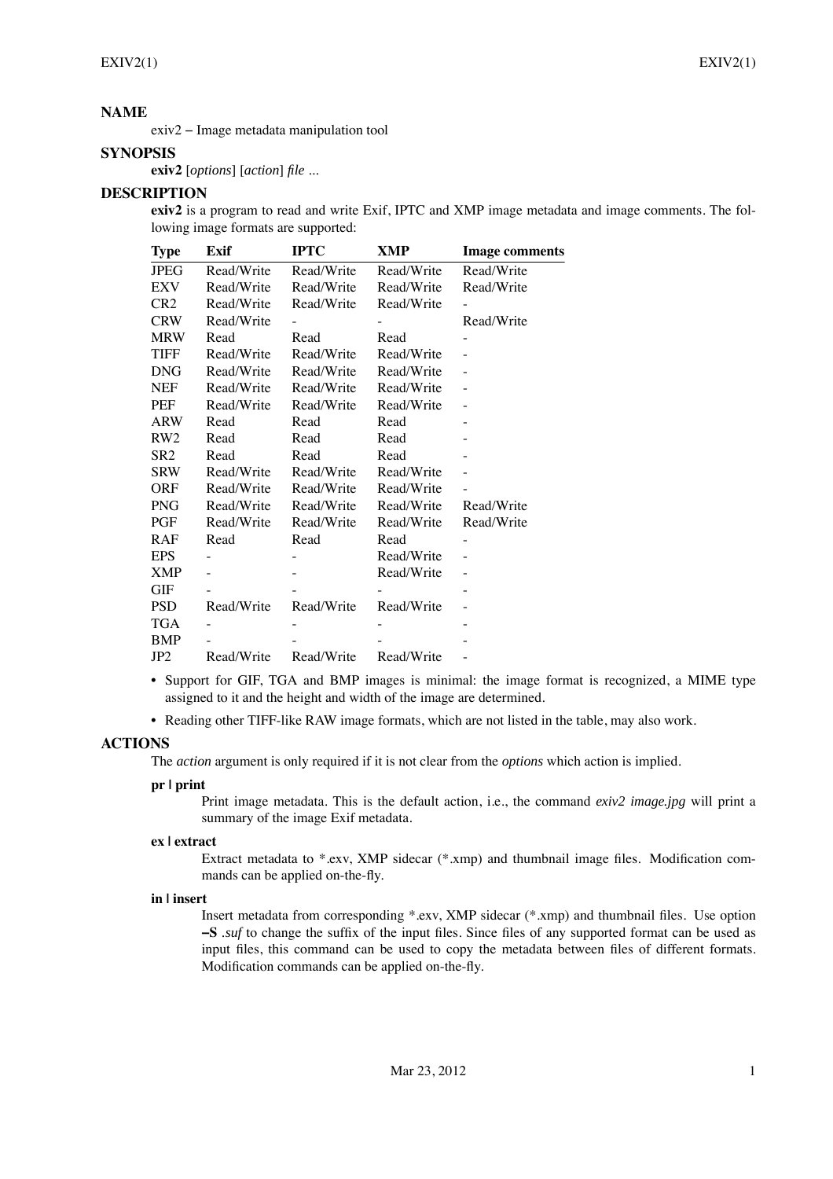## NAME

exiv2 − Image metadata manipulation tool

## SYNOPSIS

**exiv2** [*options*] [*action*] *file* ...

## DESCRIPTION

**exiv2** is a program to read and write Exif, IPTC and XMP image metadata and image comments. The following image formats are supported:

| Type | Exif | IPTC | XMP | Image comments |
|---|---|---|---|---|
| JPEG | Read/Write | Read/Write | Read/Write | Read/Write |
| EXV | Read/Write | Read/Write | Read/Write | Read/Write |
| CR2 | Read/Write | Read/Write | Read/Write | - |
| CRW | Read/Write | - | - | Read/Write |
| MRW | Read | Read | Read | - |
| TIFF | Read/Write | Read/Write | Read/Write | - |
| DNG | Read/Write | Read/Write | Read/Write | - |
| NEF | Read/Write | Read/Write | Read/Write | - |
| PEF | Read/Write | Read/Write | Read/Write | - |
| ARW | Read | Read | Read | - |
| RW2 | Read | Read | Read | - |
| SR2 | Read | Read | Read | - |
| SRW | Read/Write | Read/Write | Read/Write | - |
| ORF | Read/Write | Read/Write | Read/Write | - |
| PNG | Read/Write | Read/Write | Read/Write | Read/Write |
| PGF | Read/Write | Read/Write | Read/Write | Read/Write |
| RAF | Read | Read | Read | - |
| EPS | - | - | Read/Write | - |
| XMP | - | - | Read/Write | - |
| GIF | - | - | - | - |
| PSD | Read/Write | Read/Write | Read/Write | - |
| TGA | - | - | - | - |
| BMP | - | - | - | - |
| JP2 | Read/Write | Read/Write | Read/Write | - |

- Support for GIF, TGA and BMP images is minimal: the image format is recognized, a MIME type assigned to it and the height and width of the image are determined.
- Reading other TIFF-like RAW image formats, which are not listed in the table, may also work.

## ACTIONS

The *action* argument is only required if it is not clear from the *options* which action is implied.

**pr | print**

Print image metadata. This is the default action, i.e., the command *exiv2 image.jpg* will print a summary of the image Exif metadata.

**ex | extract**

Extract metadata to *.exv, XMP sidecar (*.xmp) and thumbnail image files. Modification commands can be applied on-the-fly.

**in | insert**

Insert metadata from corresponding *.exv, XMP sidecar (*.xmp) and thumbnail files. Use option **−S** *.suf* to change the suffix of the input files. Since files of any supported format can be used as input files, this command can be used to copy the metadata between files of different formats. Modification commands can be applied on-the-fly.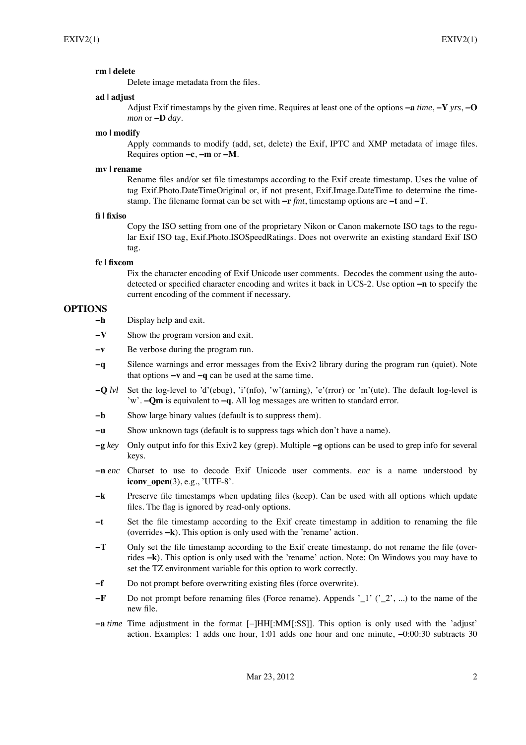**rm | delete**
: Delete image metadata from the files.

**ad | adjust**
: Adjust Exif timestamps by the given time. Requires at least one of the options **−a** *time*, **−Y** *yrs*, **−O** *mon* or **−D** *day*.

**mo | modify**
: Apply commands to modify (add, set, delete) the Exif, IPTC and XMP metadata of image files. Requires option **−c**, **−m** or **−M**.

**mv | rename**
: Rename files and/or set file timestamps according to the Exif create timestamp. Uses the value of tag Exif.Photo.DateTimeOriginal or, if not present, Exif.Image.DateTime to determine the timestamp. The filename format can be set with **−r** *fmt*, timestamp options are **−t** and **−T**.

**fi | fixiso**
: Copy the ISO setting from one of the proprietary Nikon or Canon makernote ISO tags to the regular Exif ISO tag, Exif.Photo.ISOSpeedRatings. Does not overwrite an existing standard Exif ISO tag.

**fc | fixcom**
: Fix the character encoding of Exif Unicode user comments. Decodes the comment using the auto-detected or specified character encoding and writes it back in UCS-2. Use option **−n** to specify the current encoding of the comment if necessary.

## OPTIONS

**−h**
: Display help and exit.

**−V**
: Show the program version and exit.

**−v**
: Be verbose during the program run.

**−q**
: Silence warnings and error messages from the Exiv2 library during the program run (quiet). Note that options **−v** and **−q** can be used at the same time.

**−Q** *lvl*
: Set the log-level to 'd'(ebug), 'i'(nfo), 'w'(arning), 'e'(rror) or 'm'(ute). The default log-level is 'w'. **−Qm** is equivalent to **−q**. All log messages are written to standard error.

**−b**
: Show large binary values (default is to suppress them).

**−u**
: Show unknown tags (default is to suppress tags which don't have a name).

**−g** *key*
: Only output info for this Exiv2 key (grep). Multiple **−g** options can be used to grep info for several keys.

**−n** *enc*
: Charset to use to decode Exif Unicode user comments. *enc* is a name understood by **iconv_open**(3), e.g., 'UTF-8'.

**−k**
: Preserve file timestamps when updating files (keep). Can be used with all options which update files. The flag is ignored by read-only options.

**−t**
: Set the file timestamp according to the Exif create timestamp in addition to renaming the file (overrides **−k**). This option is only used with the 'rename' action.

**−T**
: Only set the file timestamp according to the Exif create timestamp, do not rename the file (overrides **−k**). This option is only used with the 'rename' action. Note: On Windows you may have to set the TZ environment variable for this option to work correctly.

**−f**
: Do not prompt before overwriting existing files (force overwrite).

**−F**
: Do not prompt before renaming files (Force rename). Appends '_1' ('_2', ...) to the name of the new file.

**−a** *time*
: Time adjustment in the format [−]HH[:MM[:SS]]. This option is only used with the 'adjust' action. Examples: 1 adds one hour, 1:01 adds one hour and one minute, −0:00:30 subtracts 30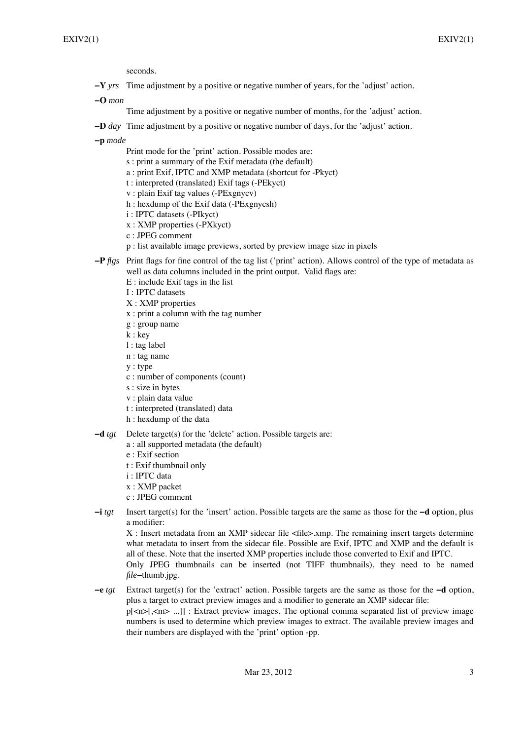seconds.

**−Y** *yrs* Time adjustment by a positive or negative number of years, for the 'adjust' action.

**−O** *mon*
Time adjustment by a positive or negative number of months, for the 'adjust' action.

**−D** *day* Time adjustment by a positive or negative number of days, for the 'adjust' action.

**−p** *mode*
Print mode for the 'print' action. Possible modes are:
s : print a summary of the Exif metadata (the default)
a : print Exif, IPTC and XMP metadata (shortcut for -Pkyct)
t : interpreted (translated) Exif tags (-PEkyct)
v : plain Exif tag values (-PExgnycv)
h : hexdump of the Exif data (-PExgnycsh)
i : IPTC datasets (-PIkyct)
x : XMP properties (-PXkyct)
c : JPEG comment
p : list available image previews, sorted by preview image size in pixels

**−P** *flgs* Print flags for fine control of the tag list ('print' action). Allows control of the type of metadata as well as data columns included in the print output. Valid flags are:
E : include Exif tags in the list
I : IPTC datasets
X : XMP properties
x : print a column with the tag number
g : group name
k : key
l : tag label
n : tag name
y : type
c : number of components (count)
s : size in bytes
v : plain data value
t : interpreted (translated) data
h : hexdump of the data

**−d** *tgt* Delete target(s) for the 'delete' action. Possible targets are:
a : all supported metadata (the default)
e : Exif section
t : Exif thumbnail only
i : IPTC data
x : XMP packet
c : JPEG comment

**−i** *tgt* Insert target(s) for the 'insert' action. Possible targets are the same as those for the **−d** option, plus a modifier:
X : Insert metadata from an XMP sidecar file <file>.xmp. The remaining insert targets determine what metadata to insert from the sidecar file. Possible are Exif, IPTC and XMP and the default is all of these. Note that the inserted XMP properties include those converted to Exif and IPTC.
Only JPEG thumbnails can be inserted (not TIFF thumbnails), they need to be named *file*−thumb.jpg.

**−e** *tgt* Extract target(s) for the 'extract' action. Possible targets are the same as those for the **−d** option, plus a target to extract preview images and a modifier to generate an XMP sidecar file:
p[<n>[,<m> ...]] : Extract preview images. The optional comma separated list of preview image numbers is used to determine which preview images to extract. The available preview images and their numbers are displayed with the 'print' option -pp.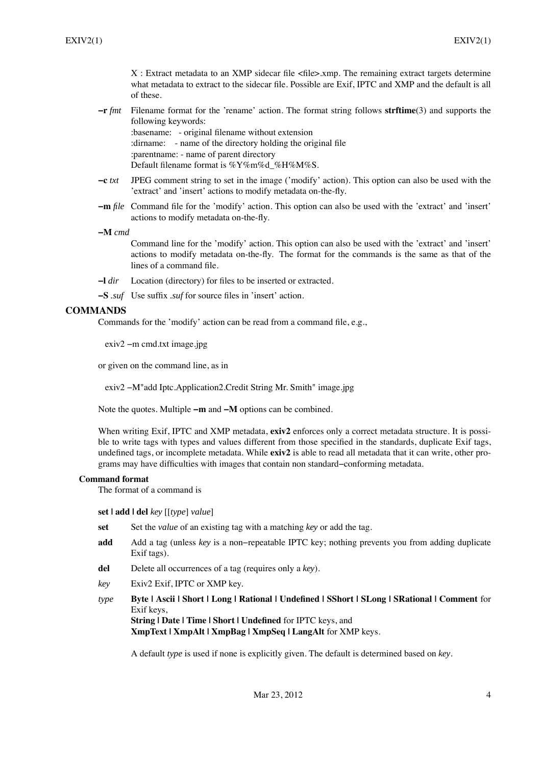X : Extract metadata to an XMP sidecar file <file>.xmp. The remaining extract targets determine what metadata to extract to the sidecar file. Possible are Exif, IPTC and XMP and the default is all of these.

**−r** *fmt*
Filename format for the 'rename' action. The format string follows **strftime**(3) and supports the following keywords:
:basename: - original filename without extension
:dirname: - name of the directory holding the original file
:parentname: - name of parent directory
Default filename format is %Y%m%d_%H%M%S.

**−c** *txt*
JPEG comment string to set in the image ('modify' action). This option can also be used with the 'extract' and 'insert' actions to modify metadata on-the-fly.

**−m** *file*
Command file for the 'modify' action. This option can also be used with the 'extract' and 'insert' actions to modify metadata on-the-fly.

**−M** *cmd*
Command line for the 'modify' action. This option can also be used with the 'extract' and 'insert' actions to modify metadata on-the-fly. The format for the commands is the same as that of the lines of a command file.

**−l** *dir*
Location (directory) for files to be inserted or extracted.

**−S** *.suf*
Use suffix *.suf* for source files in 'insert' action.

## COMMANDS

Commands for the 'modify' action can be read from a command file, e.g.,

```
exiv2 −m cmd.txt image.jpg
```

or given on the command line, as in

```
exiv2 −M"add Iptc.Application2.Credit String Mr. Smith" image.jpg
```

Note the quotes. Multiple **−m** and **−M** options can be combined.

When writing Exif, IPTC and XMP metadata, **exiv2** enforces only a correct metadata structure. It is possible to write tags with types and values different from those specified in the standards, duplicate Exif tags, undefined tags, or incomplete metadata. While **exiv2** is able to read all metadata that it can write, other programs may have difficulties with images that contain non standard−conforming metadata.

### Command format

The format of a command is

**set | add | del** *key* [[*type*] *value*]

**set**
Set the *value* of an existing tag with a matching *key* or add the tag.

**add**
Add a tag (unless *key* is a non−repeatable IPTC key; nothing prevents you from adding duplicate Exif tags).

**del**
Delete all occurrences of a tag (requires only a *key*).

*key*
Exiv2 Exif, IPTC or XMP key.

*type*
**Byte | Ascii | Short | Long | Rational | Undefined | SShort | SLong | SRational | Comment** for Exif keys,
**String | Date | Time | Short | Undefined** for IPTC keys, and
**XmpText | XmpAlt | XmpBag | XmpSeq | LangAlt** for XMP keys.

A default *type* is used if none is explicitly given. The default is determined based on *key*.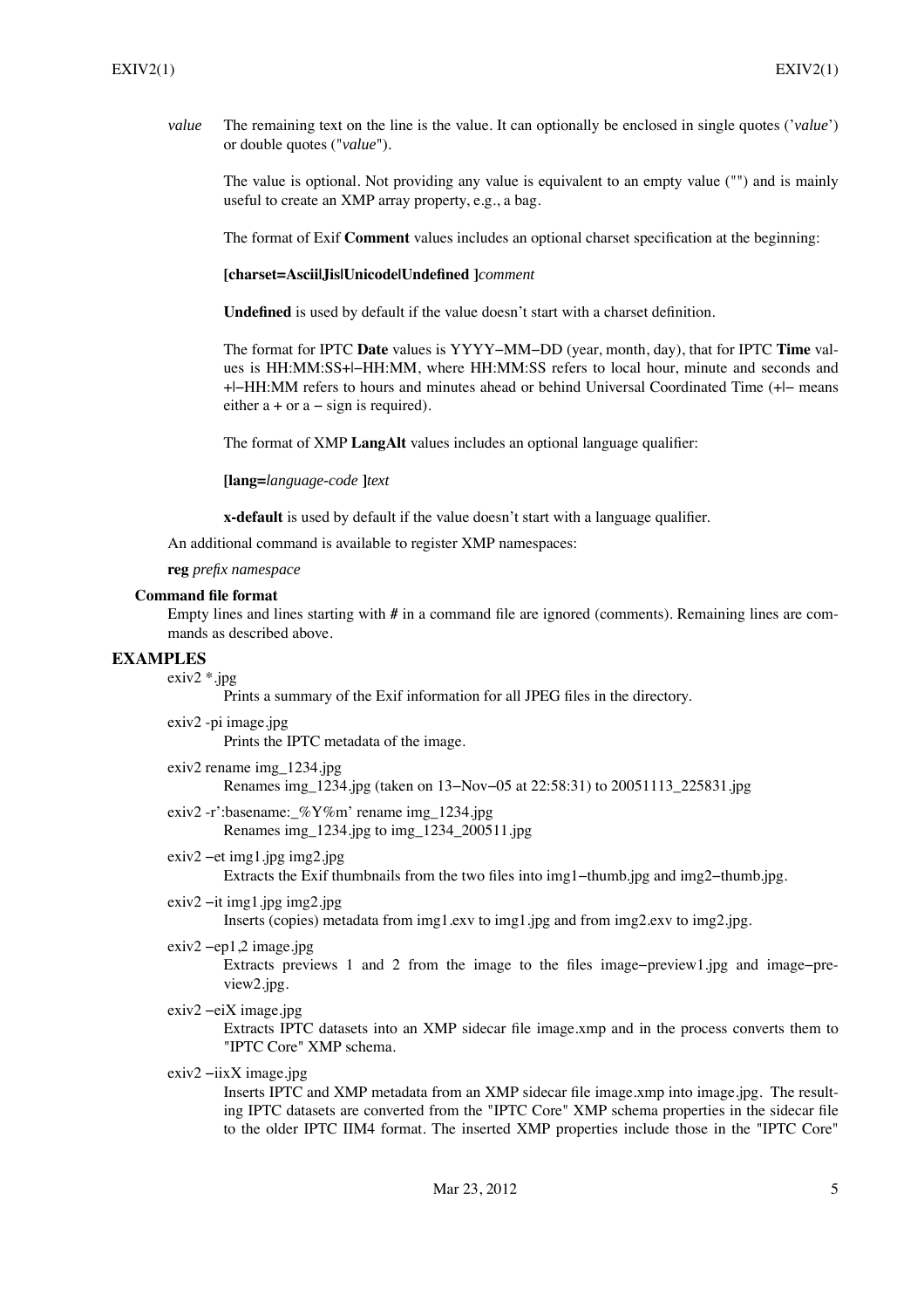*value* The remaining text on the line is the value. It can optionally be enclosed in single quotes ('*value*') or double quotes ("*value*").

The value is optional. Not providing any value is equivalent to an empty value ("") and is mainly useful to create an XMP array property, e.g., a bag.

The format of Exif **Comment** values includes an optional charset specification at the beginning:

**[charset=Ascii|Jis|Unicode|Undefined ]***comment*

**Undefined** is used by default if the value doesn't start with a charset definition.

The format for IPTC **Date** values is YYYY−MM−DD (year, month, day), that for IPTC **Time** values is HH:MM:SS+|−HH:MM, where HH:MM:SS refers to local hour, minute and seconds and +|−HH:MM refers to hours and minutes ahead or behind Universal Coordinated Time (+|− means either a + or a − sign is required).

The format of XMP **LangAlt** values includes an optional language qualifier:

**[lang=***language-code* **]***text*

**x-default** is used by default if the value doesn't start with a language qualifier.

An additional command is available to register XMP namespaces:

**reg** *prefix namespace*

### Command file format

Empty lines and lines starting with **#** in a command file are ignored (comments). Remaining lines are commands as described above.

## EXAMPLES

exiv2 *.jpg
: Prints a summary of the Exif information for all JPEG files in the directory.

exiv2 -pi image.jpg
: Prints the IPTC metadata of the image.

exiv2 rename img_1234.jpg
: Renames img_1234.jpg (taken on 13−Nov−05 at 22:58:31) to 20051113_225831.jpg

exiv2 -r':basename:_%Y%m' rename img_1234.jpg
: Renames img_1234.jpg to img_1234_200511.jpg

exiv2 −et img1.jpg img2.jpg
: Extracts the Exif thumbnails from the two files into img1−thumb.jpg and img2−thumb.jpg.

exiv2 −it img1.jpg img2.jpg
: Inserts (copies) metadata from img1.exv to img1.jpg and from img2.exv to img2.jpg.

exiv2 −ep1,2 image.jpg
: Extracts previews 1 and 2 from the image to the files image−preview1.jpg and image−preview2.jpg.

exiv2 −eiX image.jpg
: Extracts IPTC datasets into an XMP sidecar file image.xmp and in the process converts them to "IPTC Core" XMP schema.

exiv2 −iixX image.jpg
: Inserts IPTC and XMP metadata from an XMP sidecar file image.xmp into image.jpg. The resulting IPTC datasets are converted from the "IPTC Core" XMP schema properties in the sidecar file to the older IPTC IIM4 format. The inserted XMP properties include those in the "IPTC Core"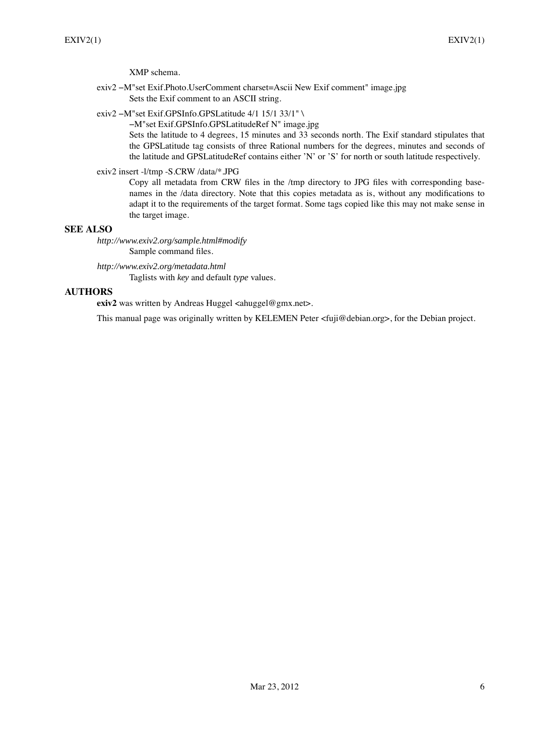XMP schema.

exiv2 −M"set Exif.Photo.UserComment charset=Ascii New Exif comment" image.jpg
: Sets the Exif comment to an ASCII string.

exiv2 −M"set Exif.GPSInfo.GPSLatitude 4/1 15/1 33/1" \
−M"set Exif.GPSInfo.GPSLatitudeRef N" image.jpg
: Sets the latitude to 4 degrees, 15 minutes and 33 seconds north. The Exif standard stipulates that the GPSLatitude tag consists of three Rational numbers for the degrees, minutes and seconds of the latitude and GPSLatitudeRef contains either 'N' or 'S' for north or south latitude respectively.

exiv2 insert -l/tmp -S.CRW /data/*.JPG
: Copy all metadata from CRW files in the /tmp directory to JPG files with corresponding basenames in the /data directory. Note that this copies metadata as is, without any modifications to adapt it to the requirements of the target format. Some tags copied like this may not make sense in the target image.

## SEE ALSO

*http://www.exiv2.org/sample.html#modify*
: Sample command files.

*http://www.exiv2.org/metadata.html*
: Taglists with *key* and default *type* values.

## AUTHORS

**exiv2** was written by Andreas Huggel <ahuggel@gmx.net>.

This manual page was originally written by KELEMEN Peter <fuji@debian.org>, for the Debian project.